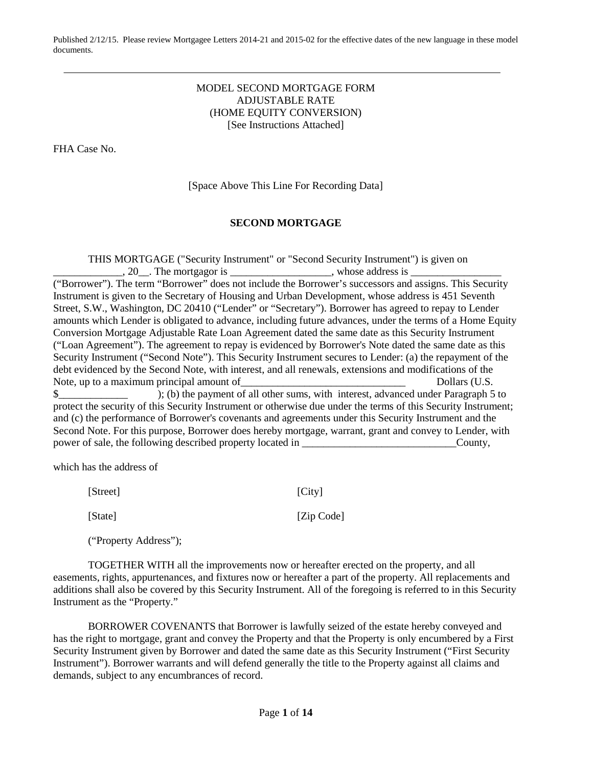Published 2/12/15. Please review Mortgagee Letters 2014-21 and 2015-02 for the effective dates of the new language in these model documents.

---

MODEL SECOND MORTGAGE FORM
ADJUSTABLE RATE
(HOME EQUITY CONVERSION)
[See Instructions Attached]

FHA Case No.

[Space Above This Line For Recording Data]

**SECOND MORTGAGE**

THIS MORTGAGE ("Security Instrument" or "Second Security Instrument") is given on _____________, 20__. The mortgagor is ___________________, whose address is _________________ ("Borrower"). The term "Borrower" does not include the Borrower's successors and assigns. This Security Instrument is given to the Secretary of Housing and Urban Development, whose address is 451 Seventh Street, S.W., Washington, DC 20410 ("Lender" or "Secretary"). Borrower has agreed to repay to Lender amounts which Lender is obligated to advance, including future advances, under the terms of a Home Equity Conversion Mortgage Adjustable Rate Loan Agreement dated the same date as this Security Instrument ("Loan Agreement"). The agreement to repay is evidenced by Borrower's Note dated the same date as this Security Instrument ("Second Note"). This Security Instrument secures to Lender: (a) the repayment of the debt evidenced by the Second Note, with interest, and all renewals, extensions and modifications of the Note, up to a maximum principal amount of_______________________________ Dollars (U.S. $_____________ ); (b) the payment of all other sums, with interest, advanced under Paragraph 5 to protect the security of this Security Instrument or otherwise due under the terms of this Security Instrument; and (c) the performance of Borrower's covenants and agreements under this Security Instrument and the Second Note. For this purpose, Borrower does hereby mortgage, warrant, grant and convey to Lender, with power of sale, the following described property located in _____________________________County,

which has the address of

[Street] [City]

[State] [Zip Code]

("Property Address");

TOGETHER WITH all the improvements now or hereafter erected on the property, and all easements, rights, appurtenances, and fixtures now or hereafter a part of the property. All replacements and additions shall also be covered by this Security Instrument. All of the foregoing is referred to in this Security Instrument as the "Property."

BORROWER COVENANTS that Borrower is lawfully seized of the estate hereby conveyed and has the right to mortgage, grant and convey the Property and that the Property is only encumbered by a First Security Instrument given by Borrower and dated the same date as this Security Instrument ("First Security Instrument"). Borrower warrants and will defend generally the title to the Property against all claims and demands, subject to any encumbrances of record.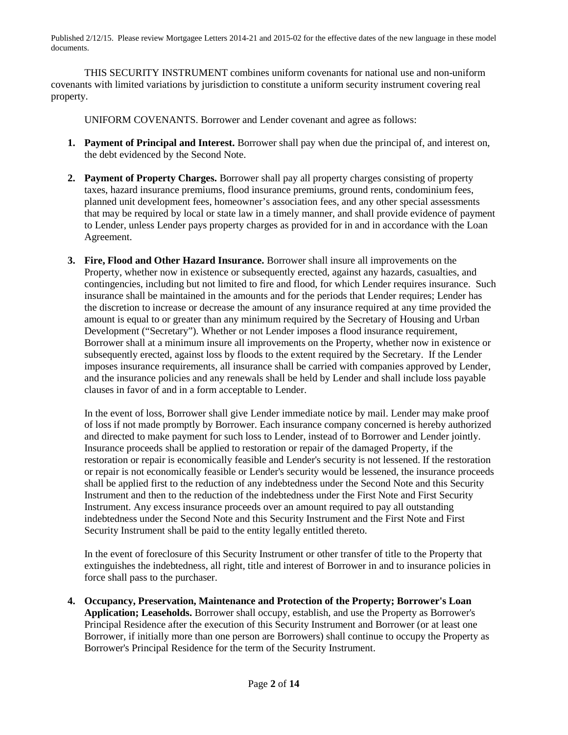Published 2/12/15. Please review Mortgagee Letters 2014-21 and 2015-02 for the effective dates of the new language in these model documents.

THIS SECURITY INSTRUMENT combines uniform covenants for national use and non-uniform covenants with limited variations by jurisdiction to constitute a uniform security instrument covering real property.

UNIFORM COVENANTS. Borrower and Lender covenant and agree as follows:

1. **Payment of Principal and Interest.** Borrower shall pay when due the principal of, and interest on, the debt evidenced by the Second Note.

2. **Payment of Property Charges.** Borrower shall pay all property charges consisting of property taxes, hazard insurance premiums, flood insurance premiums, ground rents, condominium fees, planned unit development fees, homeowner's association fees, and any other special assessments that may be required by local or state law in a timely manner, and shall provide evidence of payment to Lender, unless Lender pays property charges as provided for in and in accordance with the Loan Agreement.

3. **Fire, Flood and Other Hazard Insurance.** Borrower shall insure all improvements on the Property, whether now in existence or subsequently erected, against any hazards, casualties, and contingencies, including but not limited to fire and flood, for which Lender requires insurance. Such insurance shall be maintained in the amounts and for the periods that Lender requires; Lender has the discretion to increase or decrease the amount of any insurance required at any time provided the amount is equal to or greater than any minimum required by the Secretary of Housing and Urban Development ("Secretary"). Whether or not Lender imposes a flood insurance requirement, Borrower shall at a minimum insure all improvements on the Property, whether now in existence or subsequently erected, against loss by floods to the extent required by the Secretary. If the Lender imposes insurance requirements, all insurance shall be carried with companies approved by Lender, and the insurance policies and any renewals shall be held by Lender and shall include loss payable clauses in favor of and in a form acceptable to Lender.

   In the event of loss, Borrower shall give Lender immediate notice by mail. Lender may make proof of loss if not made promptly by Borrower. Each insurance company concerned is hereby authorized and directed to make payment for such loss to Lender, instead of to Borrower and Lender jointly. Insurance proceeds shall be applied to restoration or repair of the damaged Property, if the restoration or repair is economically feasible and Lender's security is not lessened. If the restoration or repair is not economically feasible or Lender's security would be lessened, the insurance proceeds shall be applied first to the reduction of any indebtedness under the Second Note and this Security Instrument and then to the reduction of the indebtedness under the First Note and First Security Instrument. Any excess insurance proceeds over an amount required to pay all outstanding indebtedness under the Second Note and this Security Instrument and the First Note and First Security Instrument shall be paid to the entity legally entitled thereto.

   In the event of foreclosure of this Security Instrument or other transfer of title to the Property that extinguishes the indebtedness, all right, title and interest of Borrower in and to insurance policies in force shall pass to the purchaser.

4. **Occupancy, Preservation, Maintenance and Protection of the Property; Borrower's Loan Application; Leaseholds.** Borrower shall occupy, establish, and use the Property as Borrower's Principal Residence after the execution of this Security Instrument and Borrower (or at least one Borrower, if initially more than one person are Borrowers) shall continue to occupy the Property as Borrower's Principal Residence for the term of the Security Instrument.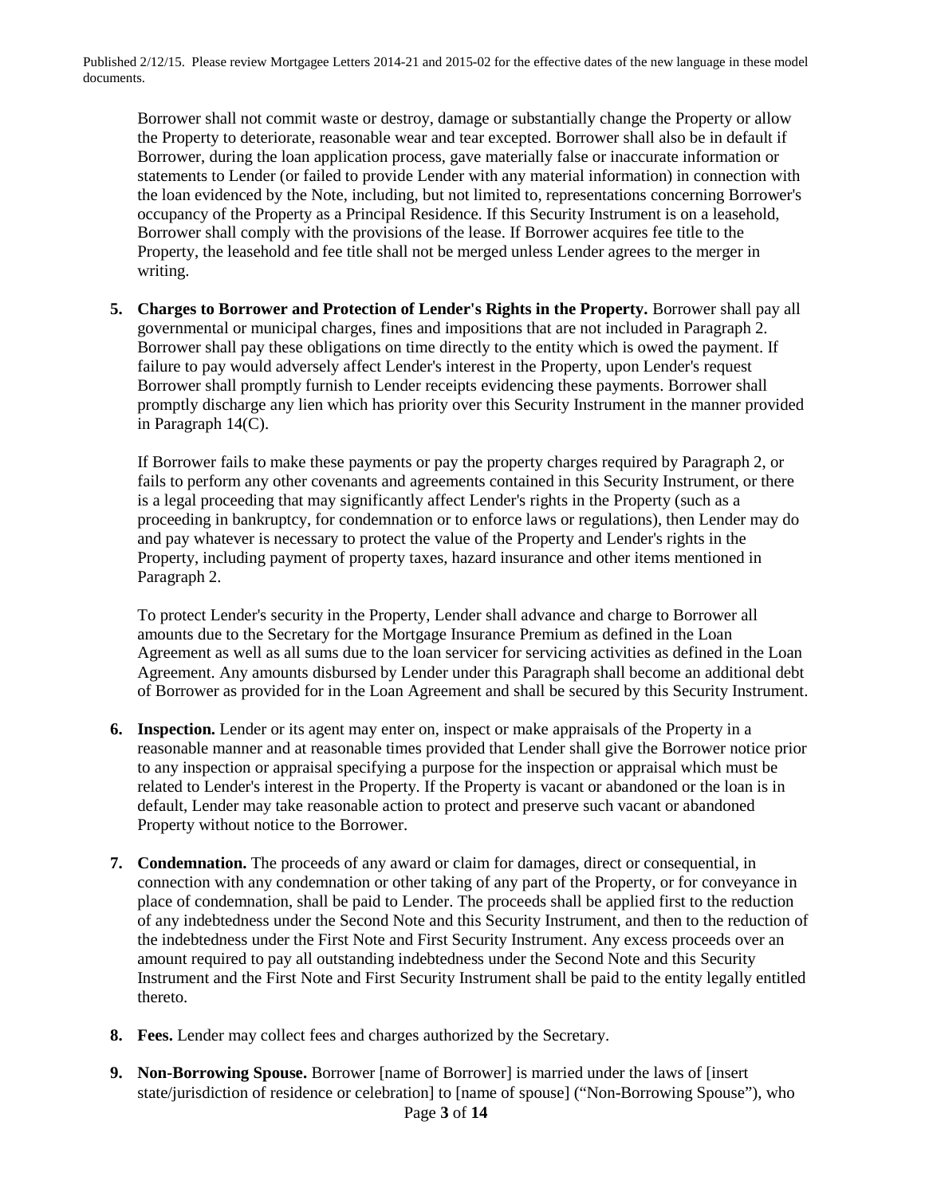Borrower shall not commit waste or destroy, damage or substantially change the Property or allow the Property to deteriorate, reasonable wear and tear excepted. Borrower shall also be in default if Borrower, during the loan application process, gave materially false or inaccurate information or statements to Lender (or failed to provide Lender with any material information) in connection with the loan evidenced by the Note, including, but not limited to, representations concerning Borrower's occupancy of the Property as a Principal Residence. If this Security Instrument is on a leasehold, Borrower shall comply with the provisions of the lease. If Borrower acquires fee title to the Property, the leasehold and fee title shall not be merged unless Lender agrees to the merger in writing.

5. **Charges to Borrower and Protection of Lender's Rights in the Property.** Borrower shall pay all governmental or municipal charges, fines and impositions that are not included in Paragraph 2. Borrower shall pay these obligations on time directly to the entity which is owed the payment. If failure to pay would adversely affect Lender's interest in the Property, upon Lender's request Borrower shall promptly furnish to Lender receipts evidencing these payments. Borrower shall promptly discharge any lien which has priority over this Security Instrument in the manner provided in Paragraph 14(C).

   If Borrower fails to make these payments or pay the property charges required by Paragraph 2, or fails to perform any other covenants and agreements contained in this Security Instrument, or there is a legal proceeding that may significantly affect Lender's rights in the Property (such as a proceeding in bankruptcy, for condemnation or to enforce laws or regulations), then Lender may do and pay whatever is necessary to protect the value of the Property and Lender's rights in the Property, including payment of property taxes, hazard insurance and other items mentioned in Paragraph 2.

   To protect Lender's security in the Property, Lender shall advance and charge to Borrower all amounts due to the Secretary for the Mortgage Insurance Premium as defined in the Loan Agreement as well as all sums due to the loan servicer for servicing activities as defined in the Loan Agreement. Any amounts disbursed by Lender under this Paragraph shall become an additional debt of Borrower as provided for in the Loan Agreement and shall be secured by this Security Instrument.

6. **Inspection.** Lender or its agent may enter on, inspect or make appraisals of the Property in a reasonable manner and at reasonable times provided that Lender shall give the Borrower notice prior to any inspection or appraisal specifying a purpose for the inspection or appraisal which must be related to Lender's interest in the Property. If the Property is vacant or abandoned or the loan is in default, Lender may take reasonable action to protect and preserve such vacant or abandoned Property without notice to the Borrower.

7. **Condemnation.** The proceeds of any award or claim for damages, direct or consequential, in connection with any condemnation or other taking of any part of the Property, or for conveyance in place of condemnation, shall be paid to Lender. The proceeds shall be applied first to the reduction of any indebtedness under the Second Note and this Security Instrument, and then to the reduction of the indebtedness under the First Note and First Security Instrument. Any excess proceeds over an amount required to pay all outstanding indebtedness under the Second Note and this Security Instrument and the First Note and First Security Instrument shall be paid to the entity legally entitled thereto.

8. **Fees.** Lender may collect fees and charges authorized by the Secretary.

9. **Non-Borrowing Spouse.** Borrower [name of Borrower] is married under the laws of [insert state/jurisdiction of residence or celebration] to [name of spouse] ("Non-Borrowing Spouse"), who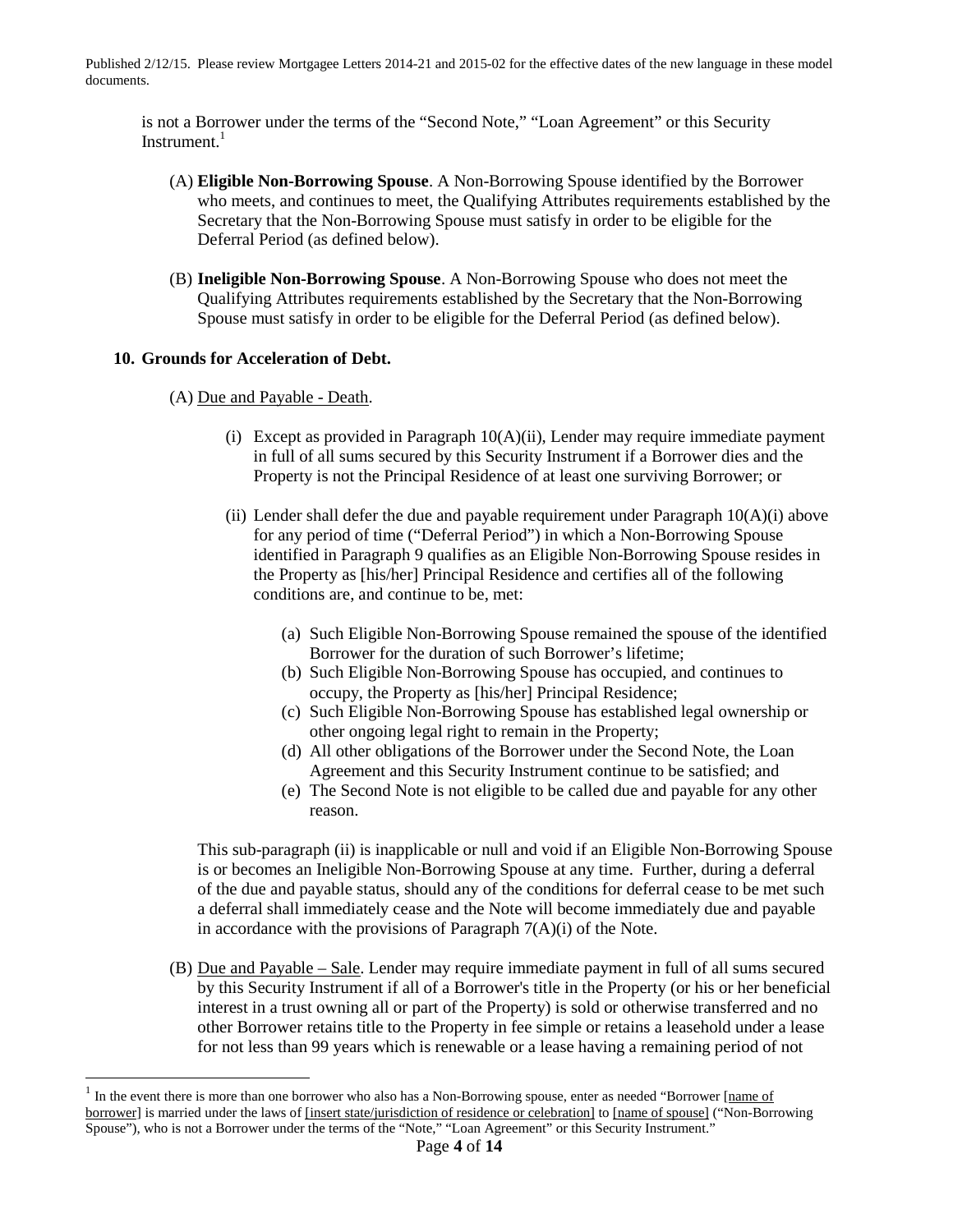is not a Borrower under the terms of the "Second Note," "Loan Agreement" or this Security Instrument.[1]

(A) **Eligible Non-Borrowing Spouse**. A Non-Borrowing Spouse identified by the Borrower who meets, and continues to meet, the Qualifying Attributes requirements established by the Secretary that the Non-Borrowing Spouse must satisfy in order to be eligible for the Deferral Period (as defined below).

(B) **Ineligible Non-Borrowing Spouse**. A Non-Borrowing Spouse who does not meet the Qualifying Attributes requirements established by the Secretary that the Non-Borrowing Spouse must satisfy in order to be eligible for the Deferral Period (as defined below).

**10. Grounds for Acceleration of Debt.**

(A) Due and Payable - Death.

(i) Except as provided in Paragraph 10(A)(ii), Lender may require immediate payment in full of all sums secured by this Security Instrument if a Borrower dies and the Property is not the Principal Residence of at least one surviving Borrower; or

(ii) Lender shall defer the due and payable requirement under Paragraph 10(A)(i) above for any period of time ("Deferral Period") in which a Non-Borrowing Spouse identified in Paragraph 9 qualifies as an Eligible Non-Borrowing Spouse resides in the Property as [his/her] Principal Residence and certifies all of the following conditions are, and continue to be, met:

(a) Such Eligible Non-Borrowing Spouse remained the spouse of the identified Borrower for the duration of such Borrower's lifetime;
(b) Such Eligible Non-Borrowing Spouse has occupied, and continues to occupy, the Property as [his/her] Principal Residence;
(c) Such Eligible Non-Borrowing Spouse has established legal ownership or other ongoing legal right to remain in the Property;
(d) All other obligations of the Borrower under the Second Note, the Loan Agreement and this Security Instrument continue to be satisfied; and
(e) The Second Note is not eligible to be called due and payable for any other reason.

This sub-paragraph (ii) is inapplicable or null and void if an Eligible Non-Borrowing Spouse is or becomes an Ineligible Non-Borrowing Spouse at any time. Further, during a deferral of the due and payable status, should any of the conditions for deferral cease to be met such a deferral shall immediately cease and the Note will become immediately due and payable in accordance with the provisions of Paragraph 7(A)(i) of the Note.

(B) Due and Payable – Sale. Lender may require immediate payment in full of all sums secured by this Security Instrument if all of a Borrower's title in the Property (or his or her beneficial interest in a trust owning all or part of the Property) is sold or otherwise transferred and no other Borrower retains title to the Property in fee simple or retains a leasehold under a lease for not less than 99 years which is renewable or a lease having a remaining period of not

---

[1] In the event there is more than one borrower who also has a Non-Borrowing spouse, enter as needed "Borrower [name of borrower] is married under the laws of [insert state/jurisdiction of residence or celebration] to [name of spouse] ("Non-Borrowing Spouse"), who is not a Borrower under the terms of the "Note," "Loan Agreement" or this Security Instrument."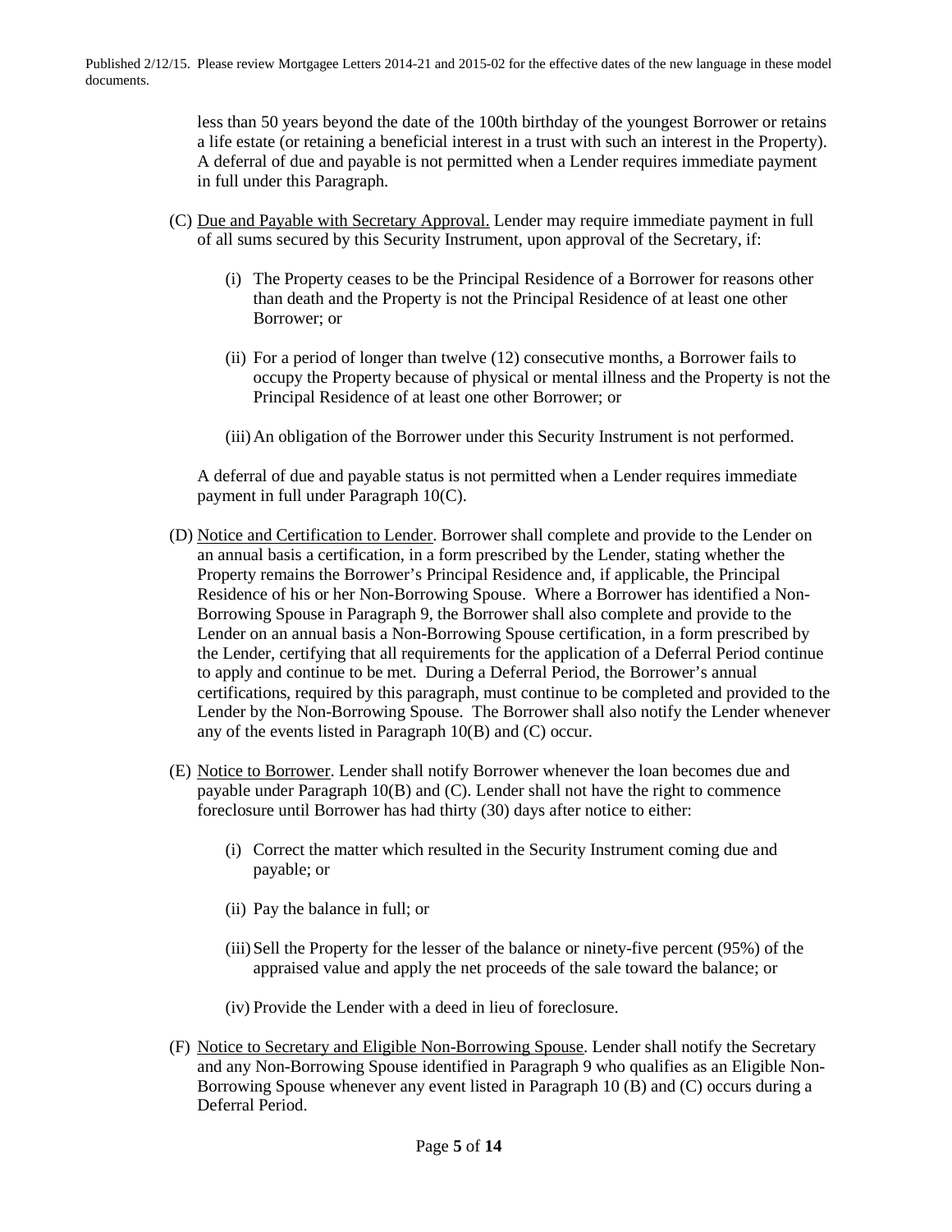less than 50 years beyond the date of the 100th birthday of the youngest Borrower or retains a life estate (or retaining a beneficial interest in a trust with such an interest in the Property). A deferral of due and payable is not permitted when a Lender requires immediate payment in full under this Paragraph.

(C) Due and Payable with Secretary Approval. Lender may require immediate payment in full of all sums secured by this Security Instrument, upon approval of the Secretary, if:

(i) The Property ceases to be the Principal Residence of a Borrower for reasons other than death and the Property is not the Principal Residence of at least one other Borrower; or

(ii) For a period of longer than twelve (12) consecutive months, a Borrower fails to occupy the Property because of physical or mental illness and the Property is not the Principal Residence of at least one other Borrower; or

(iii) An obligation of the Borrower under this Security Instrument is not performed.

A deferral of due and payable status is not permitted when a Lender requires immediate payment in full under Paragraph 10(C).

(D) Notice and Certification to Lender. Borrower shall complete and provide to the Lender on an annual basis a certification, in a form prescribed by the Lender, stating whether the Property remains the Borrower's Principal Residence and, if applicable, the Principal Residence of his or her Non-Borrowing Spouse. Where a Borrower has identified a Non-Borrowing Spouse in Paragraph 9, the Borrower shall also complete and provide to the Lender on an annual basis a Non-Borrowing Spouse certification, in a form prescribed by the Lender, certifying that all requirements for the application of a Deferral Period continue to apply and continue to be met. During a Deferral Period, the Borrower's annual certifications, required by this paragraph, must continue to be completed and provided to the Lender by the Non-Borrowing Spouse. The Borrower shall also notify the Lender whenever any of the events listed in Paragraph 10(B) and (C) occur.

(E) Notice to Borrower. Lender shall notify Borrower whenever the loan becomes due and payable under Paragraph 10(B) and (C). Lender shall not have the right to commence foreclosure until Borrower has had thirty (30) days after notice to either:

(i) Correct the matter which resulted in the Security Instrument coming due and payable; or

(ii) Pay the balance in full; or

(iii) Sell the Property for the lesser of the balance or ninety-five percent (95%) of the appraised value and apply the net proceeds of the sale toward the balance; or

(iv) Provide the Lender with a deed in lieu of foreclosure.

(F) Notice to Secretary and Eligible Non-Borrowing Spouse. Lender shall notify the Secretary and any Non-Borrowing Spouse identified in Paragraph 9 who qualifies as an Eligible Non-Borrowing Spouse whenever any event listed in Paragraph 10 (B) and (C) occurs during a Deferral Period.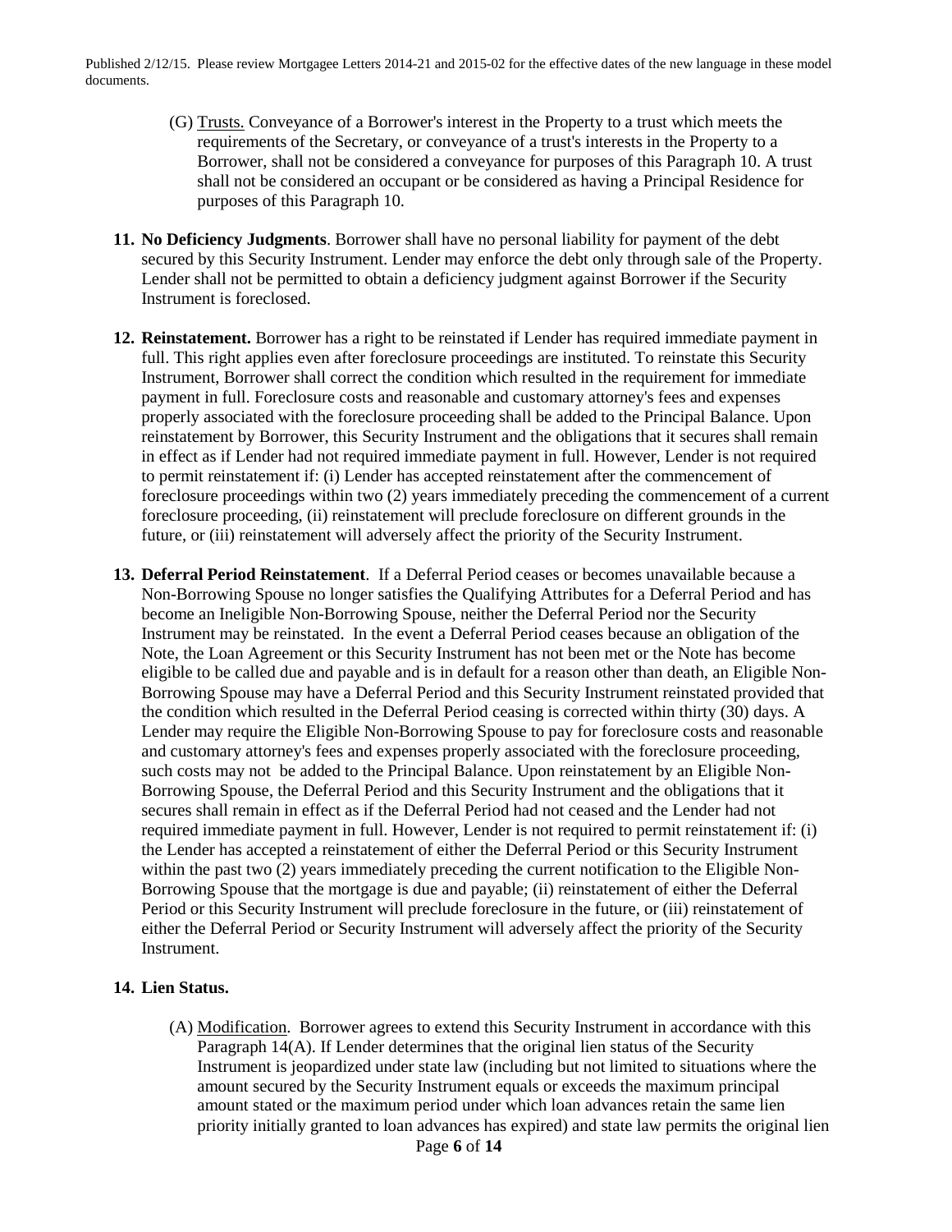(G) Trusts. Conveyance of a Borrower's interest in the Property to a trust which meets the requirements of the Secretary, or conveyance of a trust's interests in the Property to a Borrower, shall not be considered a conveyance for purposes of this Paragraph 10. A trust shall not be considered an occupant or be considered as having a Principal Residence for purposes of this Paragraph 10.

**11. No Deficiency Judgments**. Borrower shall have no personal liability for payment of the debt secured by this Security Instrument. Lender may enforce the debt only through sale of the Property. Lender shall not be permitted to obtain a deficiency judgment against Borrower if the Security Instrument is foreclosed.

**12. Reinstatement.** Borrower has a right to be reinstated if Lender has required immediate payment in full. This right applies even after foreclosure proceedings are instituted. To reinstate this Security Instrument, Borrower shall correct the condition which resulted in the requirement for immediate payment in full. Foreclosure costs and reasonable and customary attorney's fees and expenses properly associated with the foreclosure proceeding shall be added to the Principal Balance. Upon reinstatement by Borrower, this Security Instrument and the obligations that it secures shall remain in effect as if Lender had not required immediate payment in full. However, Lender is not required to permit reinstatement if: (i) Lender has accepted reinstatement after the commencement of foreclosure proceedings within two (2) years immediately preceding the commencement of a current foreclosure proceeding, (ii) reinstatement will preclude foreclosure on different grounds in the future, or (iii) reinstatement will adversely affect the priority of the Security Instrument.

**13. Deferral Period Reinstatement**. If a Deferral Period ceases or becomes unavailable because a Non-Borrowing Spouse no longer satisfies the Qualifying Attributes for a Deferral Period and has become an Ineligible Non-Borrowing Spouse, neither the Deferral Period nor the Security Instrument may be reinstated. In the event a Deferral Period ceases because an obligation of the Note, the Loan Agreement or this Security Instrument has not been met or the Note has become eligible to be called due and payable and is in default for a reason other than death, an Eligible Non-Borrowing Spouse may have a Deferral Period and this Security Instrument reinstated provided that the condition which resulted in the Deferral Period ceasing is corrected within thirty (30) days. A Lender may require the Eligible Non-Borrowing Spouse to pay for foreclosure costs and reasonable and customary attorney's fees and expenses properly associated with the foreclosure proceeding, such costs may not be added to the Principal Balance. Upon reinstatement by an Eligible Non-Borrowing Spouse, the Deferral Period and this Security Instrument and the obligations that it secures shall remain in effect as if the Deferral Period had not ceased and the Lender had not required immediate payment in full. However, Lender is not required to permit reinstatement if: (i) the Lender has accepted a reinstatement of either the Deferral Period or this Security Instrument within the past two (2) years immediately preceding the current notification to the Eligible Non-Borrowing Spouse that the mortgage is due and payable; (ii) reinstatement of either the Deferral Period or this Security Instrument will preclude foreclosure in the future, or (iii) reinstatement of either the Deferral Period or Security Instrument will adversely affect the priority of the Security Instrument.

**14. Lien Status.**

(A) Modification. Borrower agrees to extend this Security Instrument in accordance with this Paragraph 14(A). If Lender determines that the original lien status of the Security Instrument is jeopardized under state law (including but not limited to situations where the amount secured by the Security Instrument equals or exceeds the maximum principal amount stated or the maximum period under which loan advances retain the same lien priority initially granted to loan advances has expired) and state law permits the original lien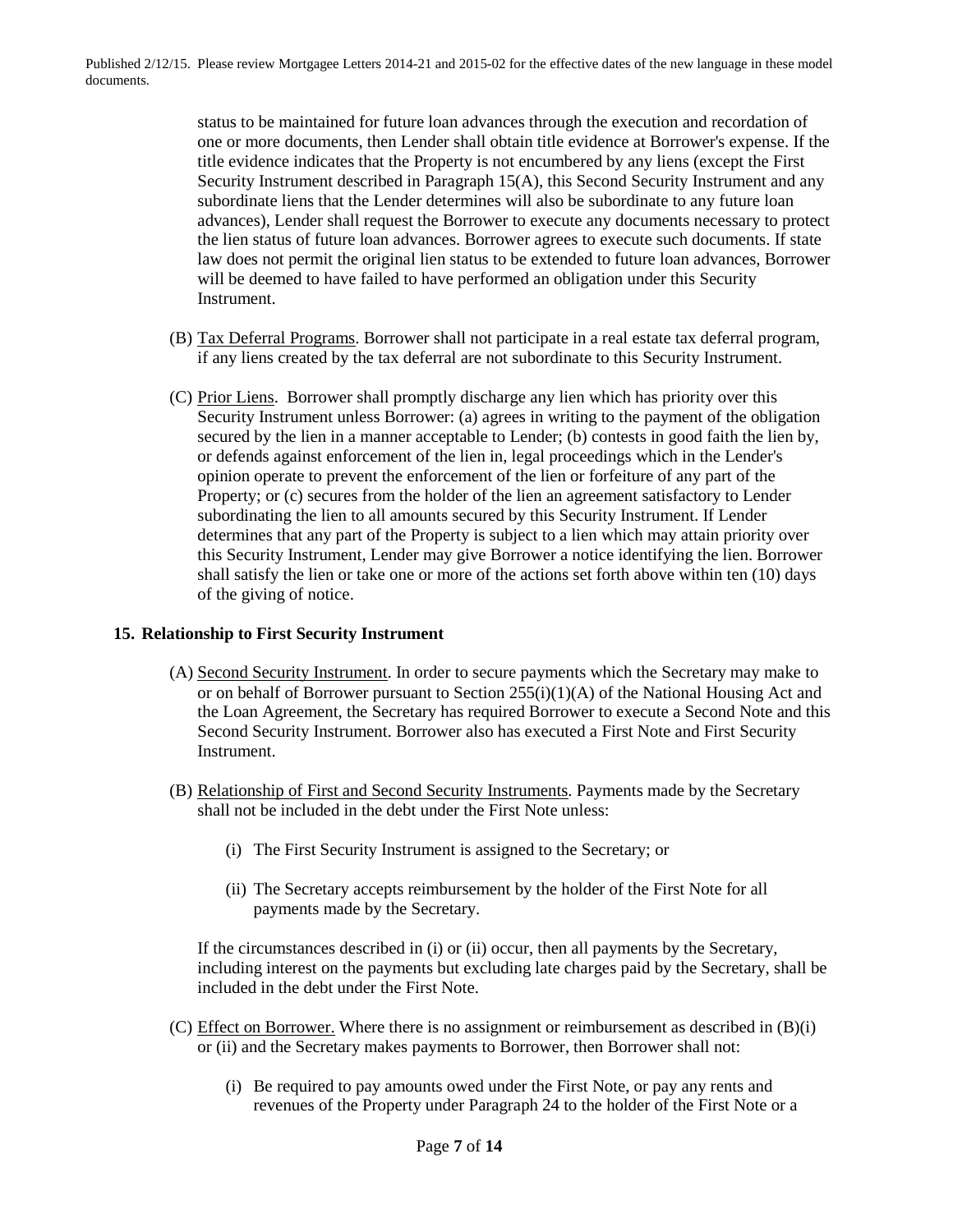status to be maintained for future loan advances through the execution and recordation of one or more documents, then Lender shall obtain title evidence at Borrower's expense. If the title evidence indicates that the Property is not encumbered by any liens (except the First Security Instrument described in Paragraph 15(A), this Second Security Instrument and any subordinate liens that the Lender determines will also be subordinate to any future loan advances), Lender shall request the Borrower to execute any documents necessary to protect the lien status of future loan advances. Borrower agrees to execute such documents. If state law does not permit the original lien status to be extended to future loan advances, Borrower will be deemed to have failed to have performed an obligation under this Security Instrument.

(B) Tax Deferral Programs. Borrower shall not participate in a real estate tax deferral program, if any liens created by the tax deferral are not subordinate to this Security Instrument.

(C) Prior Liens. Borrower shall promptly discharge any lien which has priority over this Security Instrument unless Borrower: (a) agrees in writing to the payment of the obligation secured by the lien in a manner acceptable to Lender; (b) contests in good faith the lien by, or defends against enforcement of the lien in, legal proceedings which in the Lender's opinion operate to prevent the enforcement of the lien or forfeiture of any part of the Property; or (c) secures from the holder of the lien an agreement satisfactory to Lender subordinating the lien to all amounts secured by this Security Instrument. If Lender determines that any part of the Property is subject to a lien which may attain priority over this Security Instrument, Lender may give Borrower a notice identifying the lien. Borrower shall satisfy the lien or take one or more of the actions set forth above within ten (10) days of the giving of notice.

**15. Relationship to First Security Instrument**

(A) Second Security Instrument. In order to secure payments which the Secretary may make to or on behalf of Borrower pursuant to Section 255(i)(1)(A) of the National Housing Act and the Loan Agreement, the Secretary has required Borrower to execute a Second Note and this Second Security Instrument. Borrower also has executed a First Note and First Security Instrument.

(B) Relationship of First and Second Security Instruments. Payments made by the Secretary shall not be included in the debt under the First Note unless:

(i) The First Security Instrument is assigned to the Secretary; or

(ii) The Secretary accepts reimbursement by the holder of the First Note for all payments made by the Secretary.

If the circumstances described in (i) or (ii) occur, then all payments by the Secretary, including interest on the payments but excluding late charges paid by the Secretary, shall be included in the debt under the First Note.

(C) Effect on Borrower. Where there is no assignment or reimbursement as described in (B)(i) or (ii) and the Secretary makes payments to Borrower, then Borrower shall not:

(i) Be required to pay amounts owed under the First Note, or pay any rents and revenues of the Property under Paragraph 24 to the holder of the First Note or a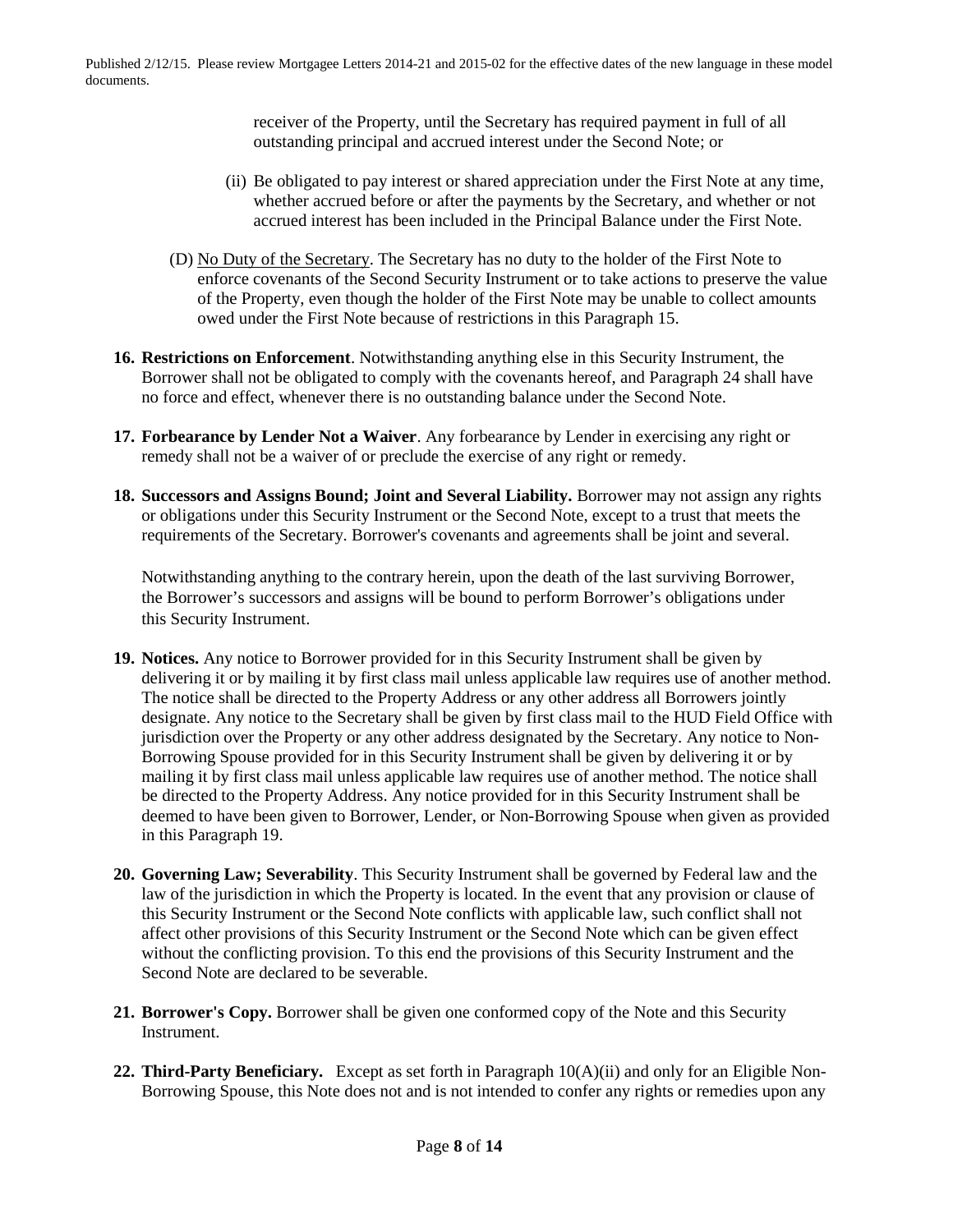receiver of the Property, until the Secretary has required payment in full of all outstanding principal and accrued interest under the Second Note; or

(ii) Be obligated to pay interest or shared appreciation under the First Note at any time, whether accrued before or after the payments by the Secretary, and whether or not accrued interest has been included in the Principal Balance under the First Note.

(D) No Duty of the Secretary. The Secretary has no duty to the holder of the First Note to enforce covenants of the Second Security Instrument or to take actions to preserve the value of the Property, even though the holder of the First Note may be unable to collect amounts owed under the First Note because of restrictions in this Paragraph 15.

**16. Restrictions on Enforcement**. Notwithstanding anything else in this Security Instrument, the Borrower shall not be obligated to comply with the covenants hereof, and Paragraph 24 shall have no force and effect, whenever there is no outstanding balance under the Second Note.

**17. Forbearance by Lender Not a Waiver**. Any forbearance by Lender in exercising any right or remedy shall not be a waiver of or preclude the exercise of any right or remedy.

**18. Successors and Assigns Bound; Joint and Several Liability.** Borrower may not assign any rights or obligations under this Security Instrument or the Second Note, except to a trust that meets the requirements of the Secretary. Borrower's covenants and agreements shall be joint and several.

Notwithstanding anything to the contrary herein, upon the death of the last surviving Borrower, the Borrower's successors and assigns will be bound to perform Borrower's obligations under this Security Instrument.

**19. Notices.** Any notice to Borrower provided for in this Security Instrument shall be given by delivering it or by mailing it by first class mail unless applicable law requires use of another method. The notice shall be directed to the Property Address or any other address all Borrowers jointly designate. Any notice to the Secretary shall be given by first class mail to the HUD Field Office with jurisdiction over the Property or any other address designated by the Secretary. Any notice to Non-Borrowing Spouse provided for in this Security Instrument shall be given by delivering it or by mailing it by first class mail unless applicable law requires use of another method. The notice shall be directed to the Property Address. Any notice provided for in this Security Instrument shall be deemed to have been given to Borrower, Lender, or Non-Borrowing Spouse when given as provided in this Paragraph 19.

**20. Governing Law; Severability**. This Security Instrument shall be governed by Federal law and the law of the jurisdiction in which the Property is located. In the event that any provision or clause of this Security Instrument or the Second Note conflicts with applicable law, such conflict shall not affect other provisions of this Security Instrument or the Second Note which can be given effect without the conflicting provision. To this end the provisions of this Security Instrument and the Second Note are declared to be severable.

**21. Borrower's Copy.** Borrower shall be given one conformed copy of the Note and this Security Instrument.

**22. Third-Party Beneficiary.** Except as set forth in Paragraph 10(A)(ii) and only for an Eligible Non-Borrowing Spouse, this Note does not and is not intended to confer any rights or remedies upon any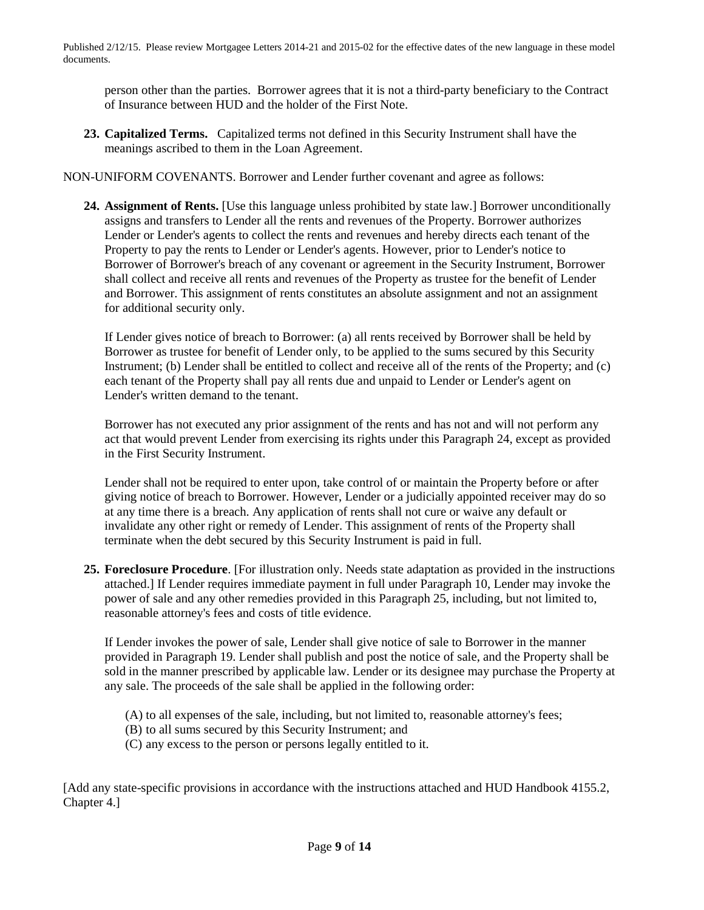person other than the parties. Borrower agrees that it is not a third-party beneficiary to the Contract of Insurance between HUD and the holder of the First Note.

**23. Capitalized Terms.** Capitalized terms not defined in this Security Instrument shall have the meanings ascribed to them in the Loan Agreement.

NON-UNIFORM COVENANTS. Borrower and Lender further covenant and agree as follows:

**24. Assignment of Rents.** [Use this language unless prohibited by state law.] Borrower unconditionally assigns and transfers to Lender all the rents and revenues of the Property. Borrower authorizes Lender or Lender's agents to collect the rents and revenues and hereby directs each tenant of the Property to pay the rents to Lender or Lender's agents. However, prior to Lender's notice to Borrower of Borrower's breach of any covenant or agreement in the Security Instrument, Borrower shall collect and receive all rents and revenues of the Property as trustee for the benefit of Lender and Borrower. This assignment of rents constitutes an absolute assignment and not an assignment for additional security only.

If Lender gives notice of breach to Borrower: (a) all rents received by Borrower shall be held by Borrower as trustee for benefit of Lender only, to be applied to the sums secured by this Security Instrument; (b) Lender shall be entitled to collect and receive all of the rents of the Property; and (c) each tenant of the Property shall pay all rents due and unpaid to Lender or Lender's agent on Lender's written demand to the tenant.

Borrower has not executed any prior assignment of the rents and has not and will not perform any act that would prevent Lender from exercising its rights under this Paragraph 24, except as provided in the First Security Instrument.

Lender shall not be required to enter upon, take control of or maintain the Property before or after giving notice of breach to Borrower. However, Lender or a judicially appointed receiver may do so at any time there is a breach. Any application of rents shall not cure or waive any default or invalidate any other right or remedy of Lender. This assignment of rents of the Property shall terminate when the debt secured by this Security Instrument is paid in full.

**25. Foreclosure Procedure**. [For illustration only. Needs state adaptation as provided in the instructions attached.] If Lender requires immediate payment in full under Paragraph 10, Lender may invoke the power of sale and any other remedies provided in this Paragraph 25, including, but not limited to, reasonable attorney's fees and costs of title evidence.

If Lender invokes the power of sale, Lender shall give notice of sale to Borrower in the manner provided in Paragraph 19. Lender shall publish and post the notice of sale, and the Property shall be sold in the manner prescribed by applicable law. Lender or its designee may purchase the Property at any sale. The proceeds of the sale shall be applied in the following order:

(A) to all expenses of the sale, including, but not limited to, reasonable attorney's fees;
(B) to all sums secured by this Security Instrument; and
(C) any excess to the person or persons legally entitled to it.

[Add any state-specific provisions in accordance with the instructions attached and HUD Handbook 4155.2, Chapter 4.]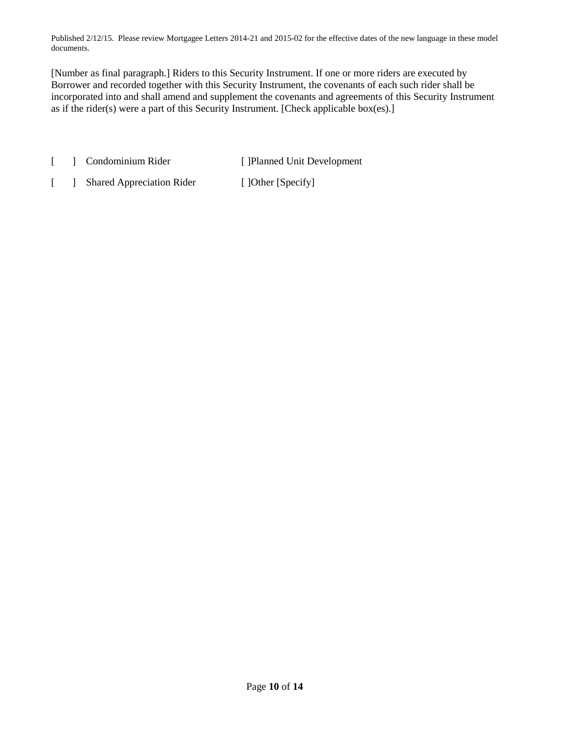Published 2/12/15. Please review Mortgagee Letters 2014-21 and 2015-02 for the effective dates of the new language in these model documents.

[Number as final paragraph.] Riders to this Security Instrument. If one or more riders are executed by Borrower and recorded together with this Security Instrument, the covenants of each such rider shall be incorporated into and shall amend and supplement the covenants and agreements of this Security Instrument as if the rider(s) were a part of this Security Instrument. [Check applicable box(es).]

| | |
|---|---|
| [ ] Condominium Rider | [ ]Planned Unit Development |
| [ ] Shared Appreciation Rider | [ ]Other [Specify] |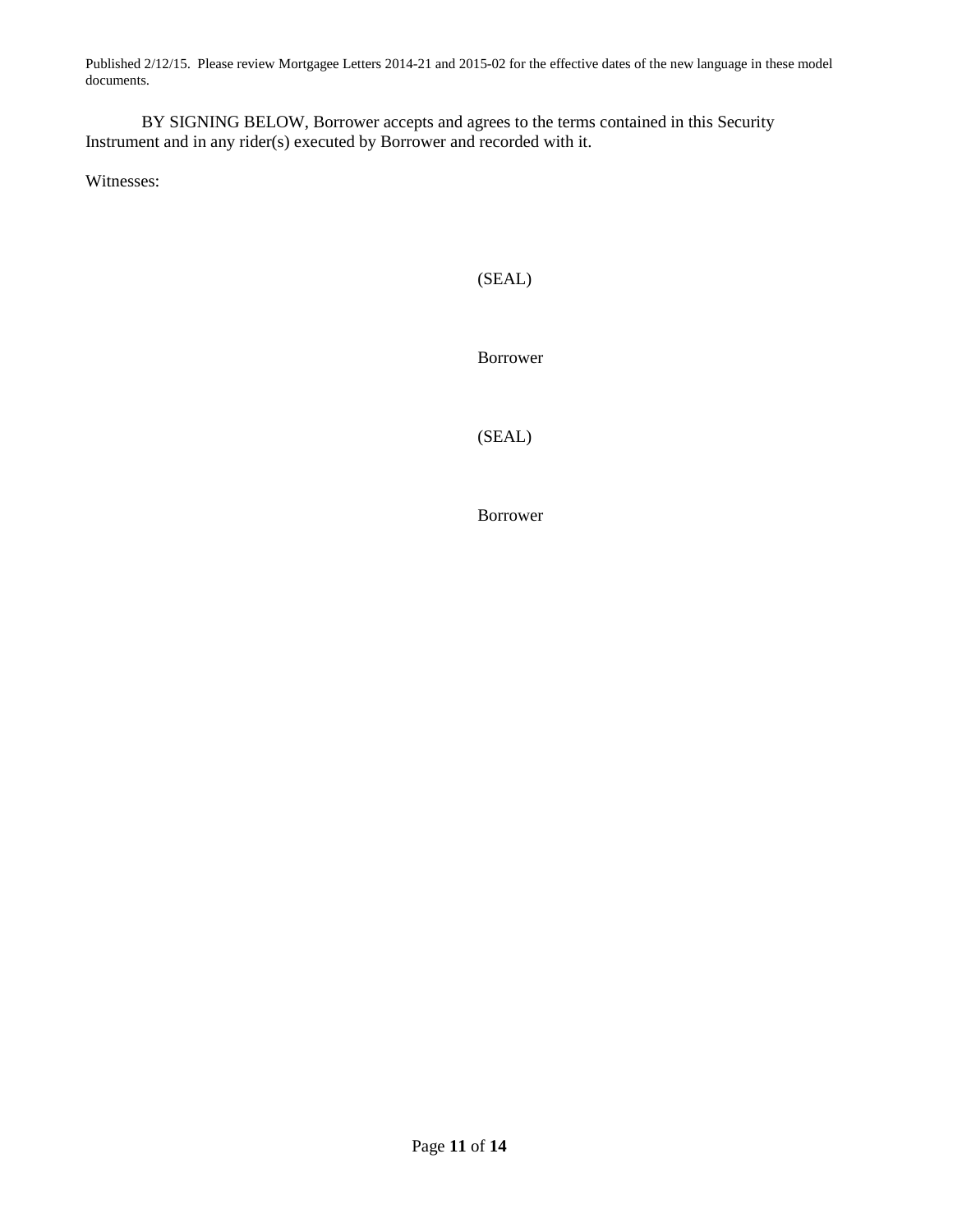Published 2/12/15. Please review Mortgagee Letters 2014-21 and 2015-02 for the effective dates of the new language in these model documents.

BY SIGNING BELOW, Borrower accepts and agrees to the terms contained in this Security Instrument and in any rider(s) executed by Borrower and recorded with it.

Witnesses:

(SEAL)

Borrower

(SEAL)

Borrower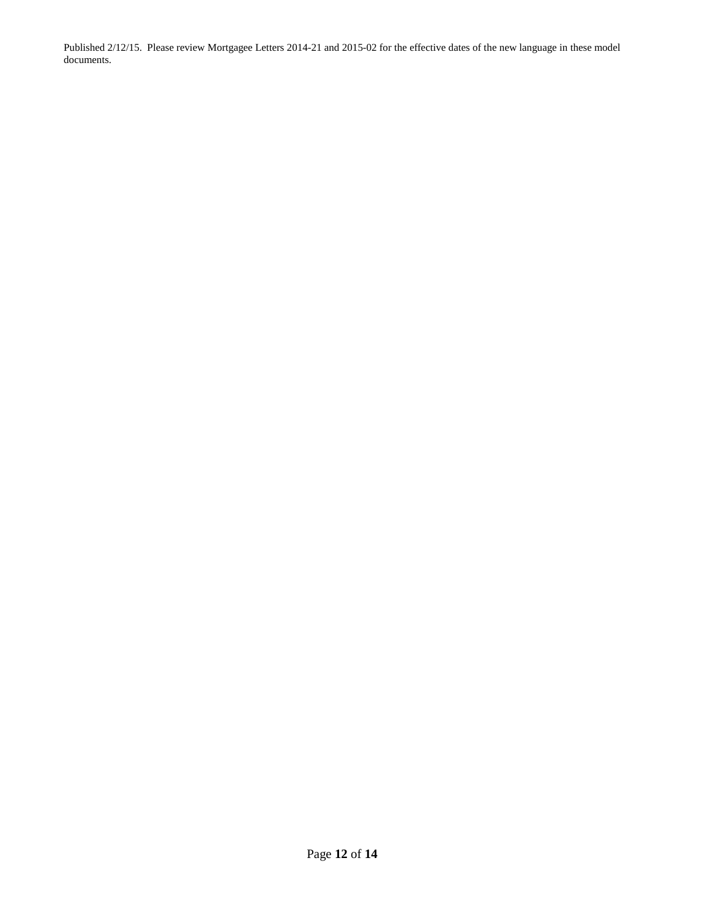Published 2/12/15. Please review Mortgagee Letters 2014-21 and 2015-02 for the effective dates of the new language in these model documents.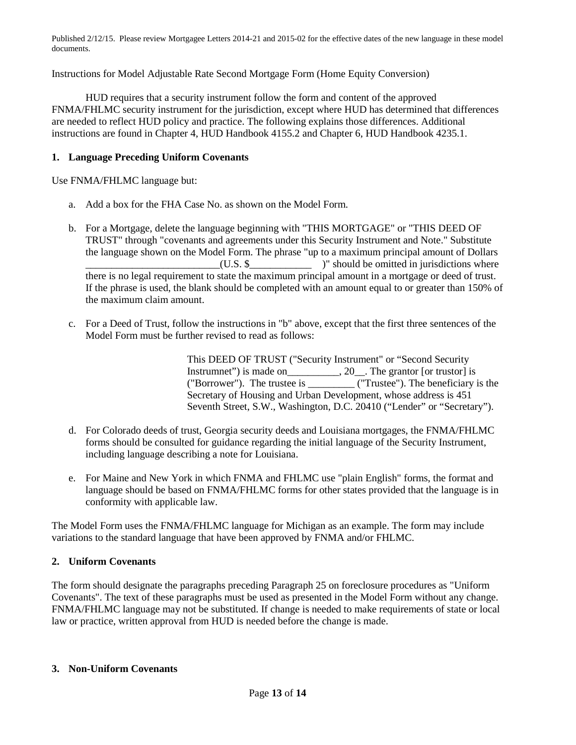Published 2/12/15. Please review Mortgagee Letters 2014-21 and 2015-02 for the effective dates of the new language in these model documents.

Instructions for Model Adjustable Rate Second Mortgage Form (Home Equity Conversion)

HUD requires that a security instrument follow the form and content of the approved FNMA/FHLMC security instrument for the jurisdiction, except where HUD has determined that differences are needed to reflect HUD policy and practice. The following explains those differences. Additional instructions are found in Chapter 4, HUD Handbook 4155.2 and Chapter 6, HUD Handbook 4235.1.

**1. Language Preceding Uniform Covenants**

Use FNMA/FHLMC language but:

a. Add a box for the FHA Case No. as shown on the Model Form.

b. For a Mortgage, delete the language beginning with "THIS MORTGAGE" or "THIS DEED OF TRUST" through "covenants and agreements under this Security Instrument and Note." Substitute the language shown on the Model Form. The phrase "up to a maximum principal amount of Dollars __________________________(U.S. $____________ )" should be omitted in jurisdictions where there is no legal requirement to state the maximum principal amount in a mortgage or deed of trust. If the phrase is used, the blank should be completed with an amount equal to or greater than 150% of the maximum claim amount.

c. For a Deed of Trust, follow the instructions in "b" above, except that the first three sentences of the Model Form must be further revised to read as follows:

> This DEED OF TRUST ("Security Instrument" or "Second Security Instrumnet") is made on__________, 20__. The grantor [or trustor] is ("Borrower"). The trustee is _________ ("Trustee"). The beneficiary is the Secretary of Housing and Urban Development, whose address is 451 Seventh Street, S.W., Washington, D.C. 20410 ("Lender" or "Secretary").

d. For Colorado deeds of trust, Georgia security deeds and Louisiana mortgages, the FNMA/FHLMC forms should be consulted for guidance regarding the initial language of the Security Instrument, including language describing a note for Louisiana.

e. For Maine and New York in which FNMA and FHLMC use "plain English" forms, the format and language should be based on FNMA/FHLMC forms for other states provided that the language is in conformity with applicable law.

The Model Form uses the FNMA/FHLMC language for Michigan as an example. The form may include variations to the standard language that have been approved by FNMA and/or FHLMC.

**2. Uniform Covenants**

The form should designate the paragraphs preceding Paragraph 25 on foreclosure procedures as "Uniform Covenants". The text of these paragraphs must be used as presented in the Model Form without any change. FNMA/FHLMC language may not be substituted. If change is needed to make requirements of state or local law or practice, written approval from HUD is needed before the change is made.

**3. Non-Uniform Covenants**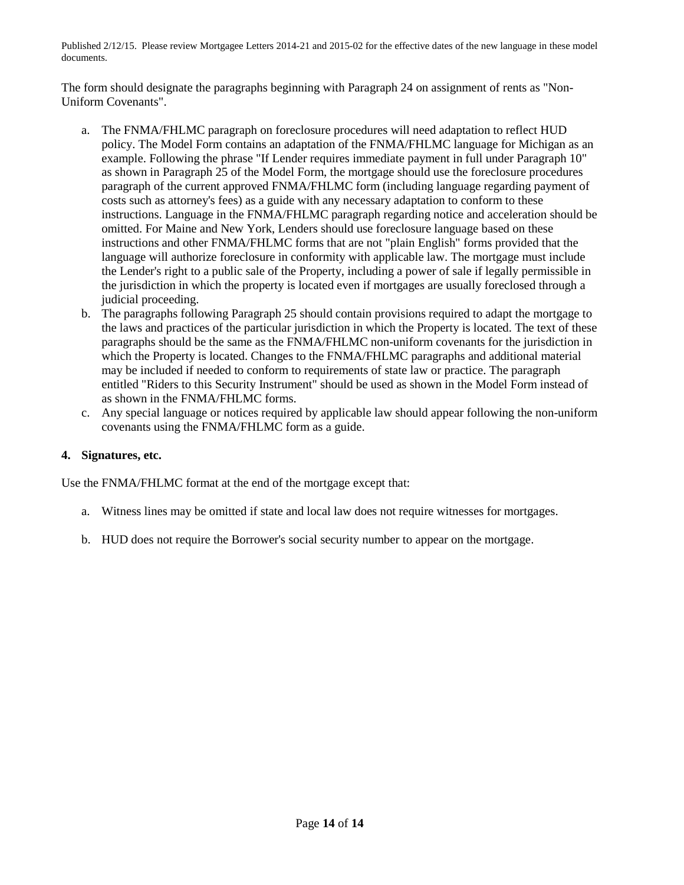Published 2/12/15. Please review Mortgagee Letters 2014-21 and 2015-02 for the effective dates of the new language in these model documents.

The form should designate the paragraphs beginning with Paragraph 24 on assignment of rents as "Non-Uniform Covenants".

a. The FNMA/FHLMC paragraph on foreclosure procedures will need adaptation to reflect HUD policy. The Model Form contains an adaptation of the FNMA/FHLMC language for Michigan as an example. Following the phrase "If Lender requires immediate payment in full under Paragraph 10" as shown in Paragraph 25 of the Model Form, the mortgage should use the foreclosure procedures paragraph of the current approved FNMA/FHLMC form (including language regarding payment of costs such as attorney's fees) as a guide with any necessary adaptation to conform to these instructions. Language in the FNMA/FHLMC paragraph regarding notice and acceleration should be omitted. For Maine and New York, Lenders should use foreclosure language based on these instructions and other FNMA/FHLMC forms that are not "plain English" forms provided that the language will authorize foreclosure in conformity with applicable law. The mortgage must include the Lender's right to a public sale of the Property, including a power of sale if legally permissible in the jurisdiction in which the property is located even if mortgages are usually foreclosed through a judicial proceeding.
b. The paragraphs following Paragraph 25 should contain provisions required to adapt the mortgage to the laws and practices of the particular jurisdiction in which the Property is located. The text of these paragraphs should be the same as the FNMA/FHLMC non-uniform covenants for the jurisdiction in which the Property is located. Changes to the FNMA/FHLMC paragraphs and additional material may be included if needed to conform to requirements of state law or practice. The paragraph entitled "Riders to this Security Instrument" should be used as shown in the Model Form instead of as shown in the FNMA/FHLMC forms.
c. Any special language or notices required by applicable law should appear following the non-uniform covenants using the FNMA/FHLMC form as a guide.

#### 4. Signatures, etc.

Use the FNMA/FHLMC format at the end of the mortgage except that:

a. Witness lines may be omitted if state and local law does not require witnesses for mortgages.

b. HUD does not require the Borrower's social security number to appear on the mortgage.